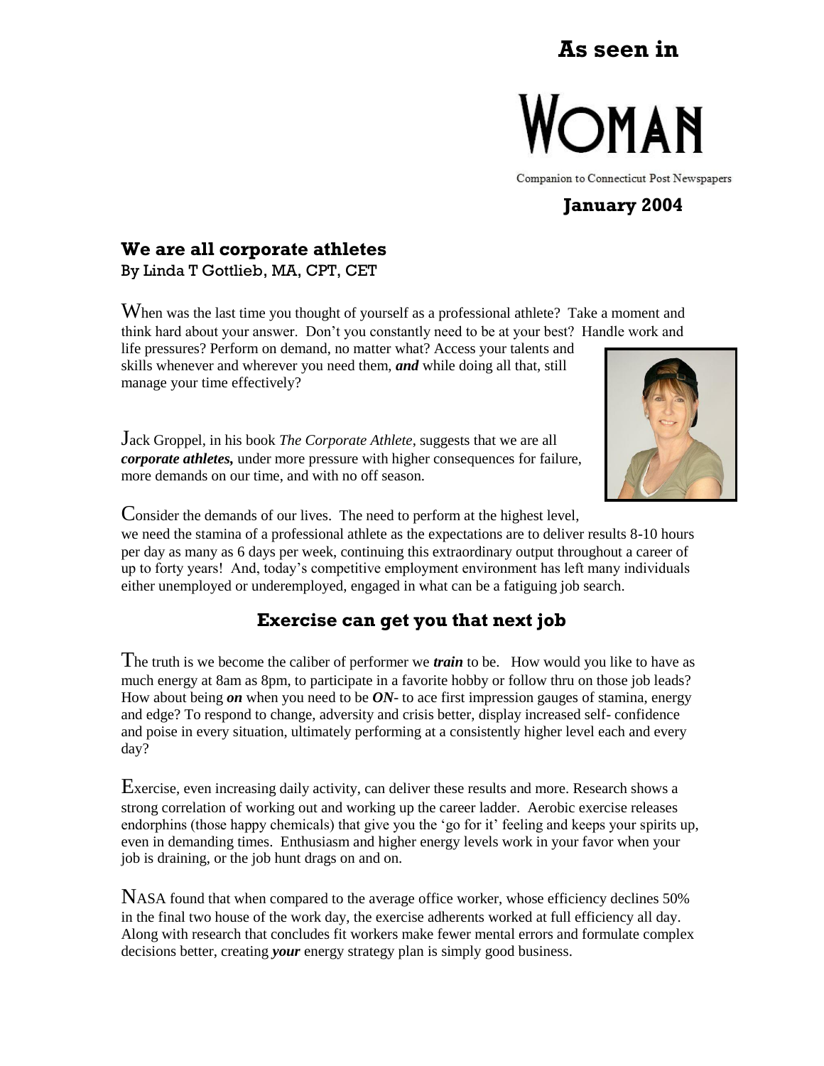**As seen in**

**WOMAN**

Companion to Connecticut Post Newspapers

**January 2004**

## We are all corporate athletes

By Linda T Gottlieb, MA, CPT, CET

When was the last time you thought of yourself as a professional athlete? Take a moment and think hard about your answer. Don't you constantly need to be at your best? Handle work and life pressures? Perform on demand, no matter what? Access your talents and skills whenever and wherever you need them, ***and*** while doing all that, still manage your time effectively?

Jack Groppel, in his book *The Corporate Athlete*, suggests that we are all ***corporate athletes,*** under more pressure with higher consequences for failure, more demands on our time, and with no off season.

Consider the demands of our lives. The need to perform at the highest level, we need the stamina of a professional athlete as the expectations are to deliver results 8-10 hours per day as many as 6 days per week, continuing this extraordinary output throughout a career of up to forty years! And, today's competitive employment environment has left many individuals either unemployed or underemployed, engaged in what can be a fatiguing job search.

## Exercise can get you that next job

The truth is we become the caliber of performer we ***train*** to be. How would you like to have as much energy at 8am as 8pm, to participate in a favorite hobby or follow thru on those job leads? How about being ***on*** when you need to be ***ON***- to ace first impression gauges of stamina, energy and edge? To respond to change, adversity and crisis better, display increased self- confidence and poise in every situation, ultimately performing at a consistently higher level each and every day?

Exercise, even increasing daily activity, can deliver these results and more. Research shows a strong correlation of working out and working up the career ladder. Aerobic exercise releases endorphins (those happy chemicals) that give you the 'go for it' feeling and keeps your spirits up, even in demanding times. Enthusiasm and higher energy levels work in your favor when your job is draining, or the job hunt drags on and on.

NASA found that when compared to the average office worker, whose efficiency declines 50% in the final two house of the work day, the exercise adherents worked at full efficiency all day. Along with research that concludes fit workers make fewer mental errors and formulate complex decisions better, creating ***your*** energy strategy plan is simply good business.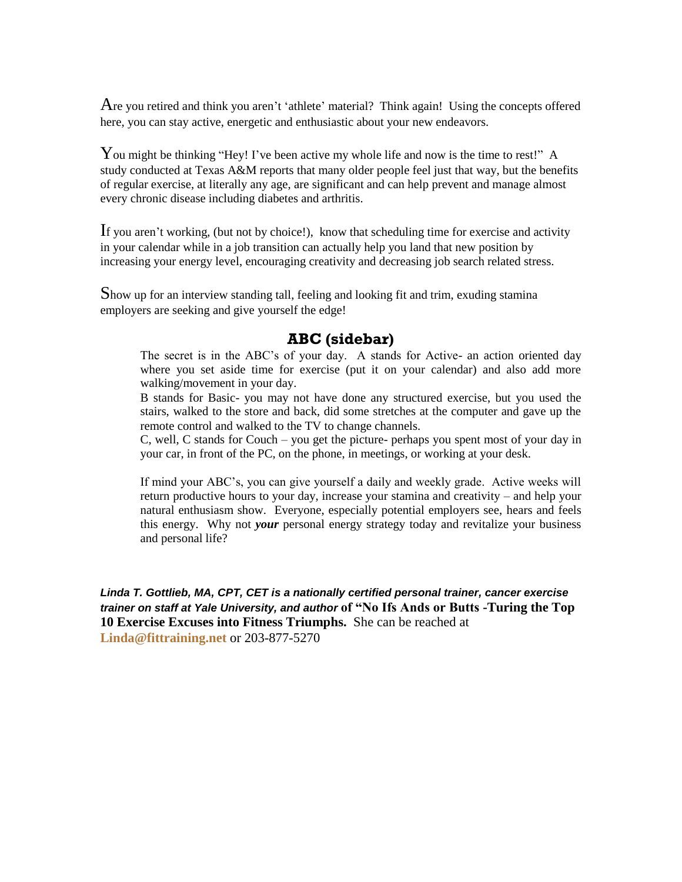Are you retired and think you aren't 'athlete' material? Think again! Using the concepts offered here, you can stay active, energetic and enthusiastic about your new endeavors.

You might be thinking "Hey! I've been active my whole life and now is the time to rest!" A study conducted at Texas A&M reports that many older people feel just that way, but the benefits of regular exercise, at literally any age, are significant and can help prevent and manage almost every chronic disease including diabetes and arthritis.

If you aren't working, (but not by choice!), know that scheduling time for exercise and activity in your calendar while in a job transition can actually help you land that new position by increasing your energy level, encouraging creativity and decreasing job search related stress.

Show up for an interview standing tall, feeling and looking fit and trim, exuding stamina employers are seeking and give yourself the edge!

## ABC (sidebar)

The secret is in the ABC's of your day. A stands for Active- an action oriented day where you set aside time for exercise (put it on your calendar) and also add more walking/movement in your day.
B stands for Basic- you may not have done any structured exercise, but you used the stairs, walked to the store and back, did some stretches at the computer and gave up the remote control and walked to the TV to change channels.
C, well, C stands for Couch – you get the picture- perhaps you spent most of your day in your car, in front of the PC, on the phone, in meetings, or working at your desk.

If mind your ABC's, you can give yourself a daily and weekly grade. Active weeks will return productive hours to your day, increase your stamina and creativity – and help your natural enthusiasm show. Everyone, especially potential employers see, hears and feels this energy. Why not ***your*** personal energy strategy today and revitalize your business and personal life?

***Linda T. Gottlieb, MA, CPT, CET is a nationally certified personal trainer, cancer exercise trainer on staff at Yale University, and author*** **of "No Ifs Ands or Butts -Turing the Top 10 Exercise Excuses into Fitness Triumphs.** She can be reached at **Linda@fittraining.net** or 203-877-5270